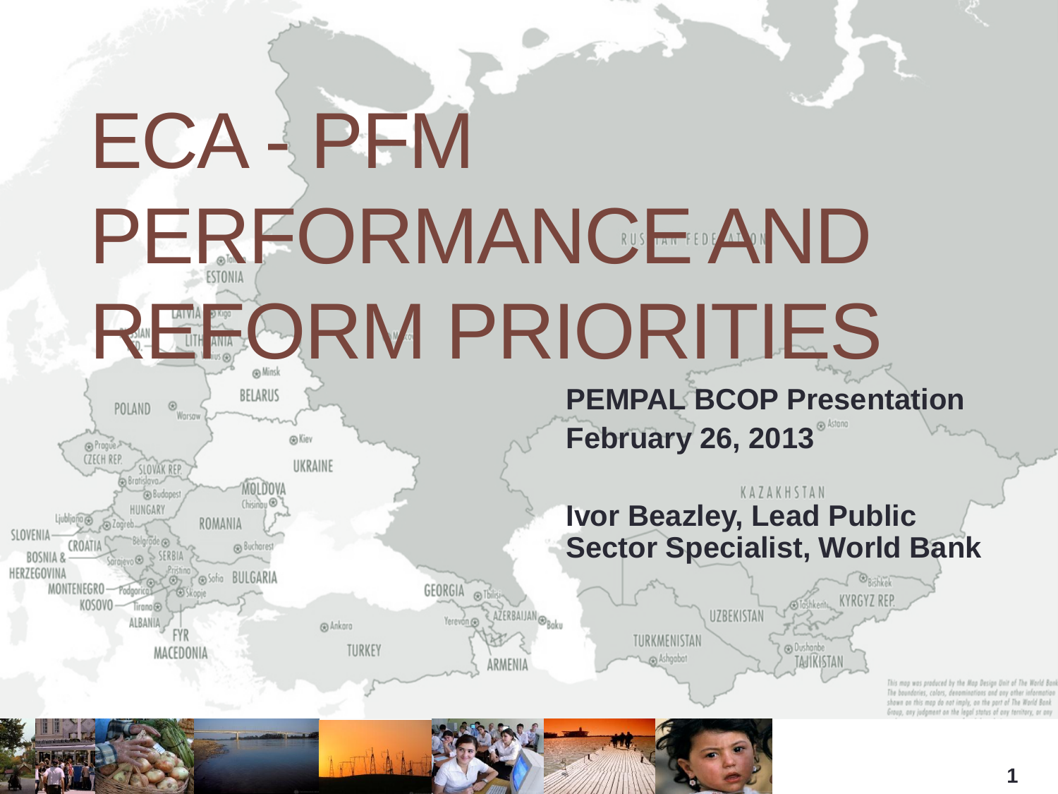# ECA - PFM PERFORMANCE AND REFORM PRIORITIES

**PEMPAL BCOP Presentation**
**February 26, 2013**

**Ivor Beazley, Lead Public Sector Specialist, World Bank**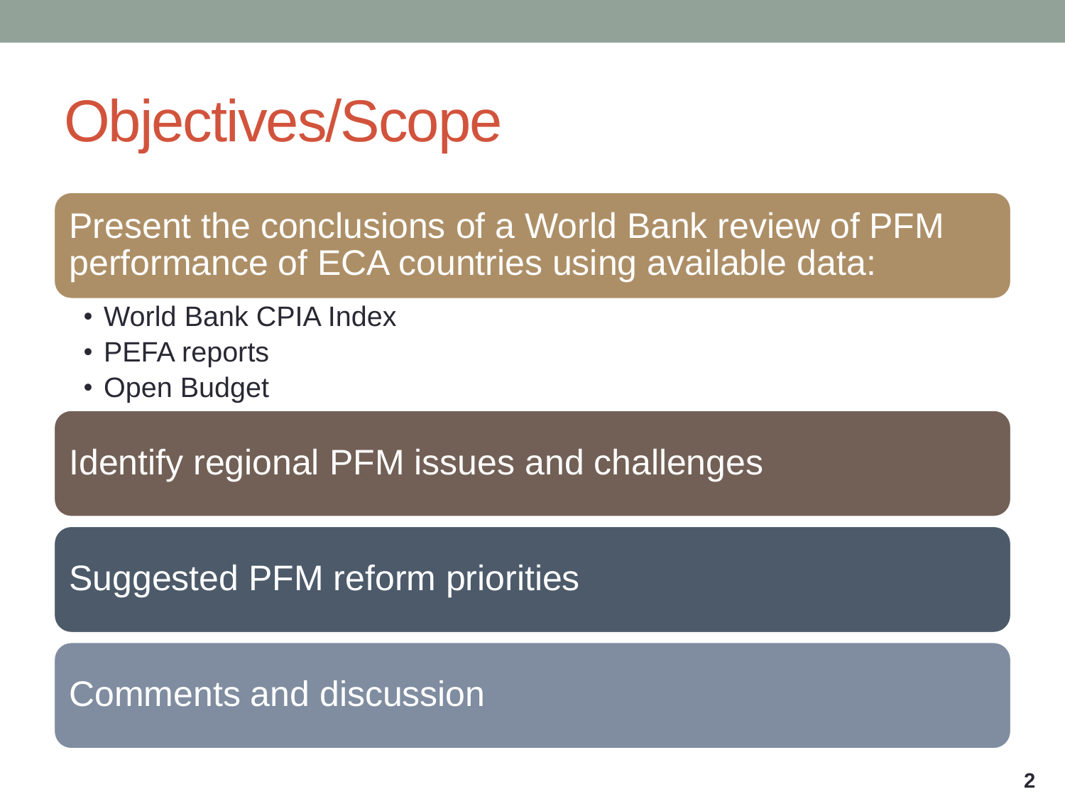# Objectives/Scope

Present the conclusions of a World Bank review of PFM performance of ECA countries using available data:

- World Bank CPIA Index
- PEFA reports
- Open Budget

Identify regional PFM issues and challenges

Suggested PFM reform priorities

Comments and discussion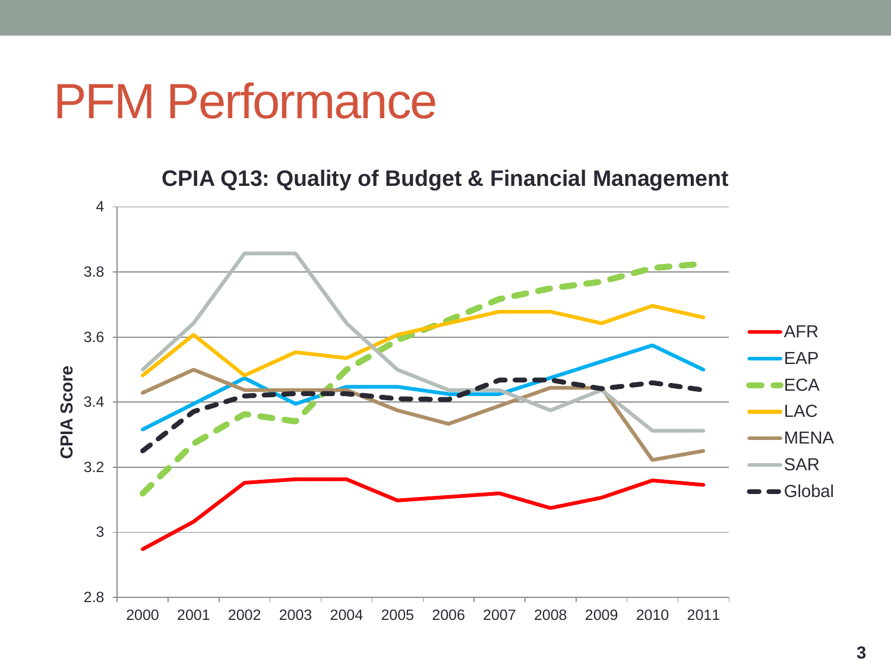# PFM Performance

**CPIA Q13: Quality of Budget & Financial Management**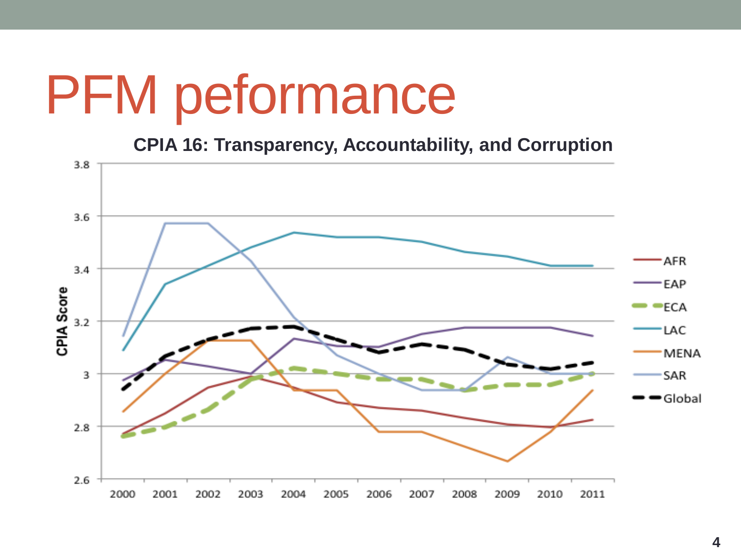# PFM peformance

**CPIA 16: Transparency, Accountability, and Corruption**

CPIA Score

3.8
3.6
3.4
3.2
3
2.8
2.6

2000 2001 2002 2003 2004 2005 2006 2007 2008 2009 2010 2011

AFR
EAP
ECA
LAC
MENA
SAR
Global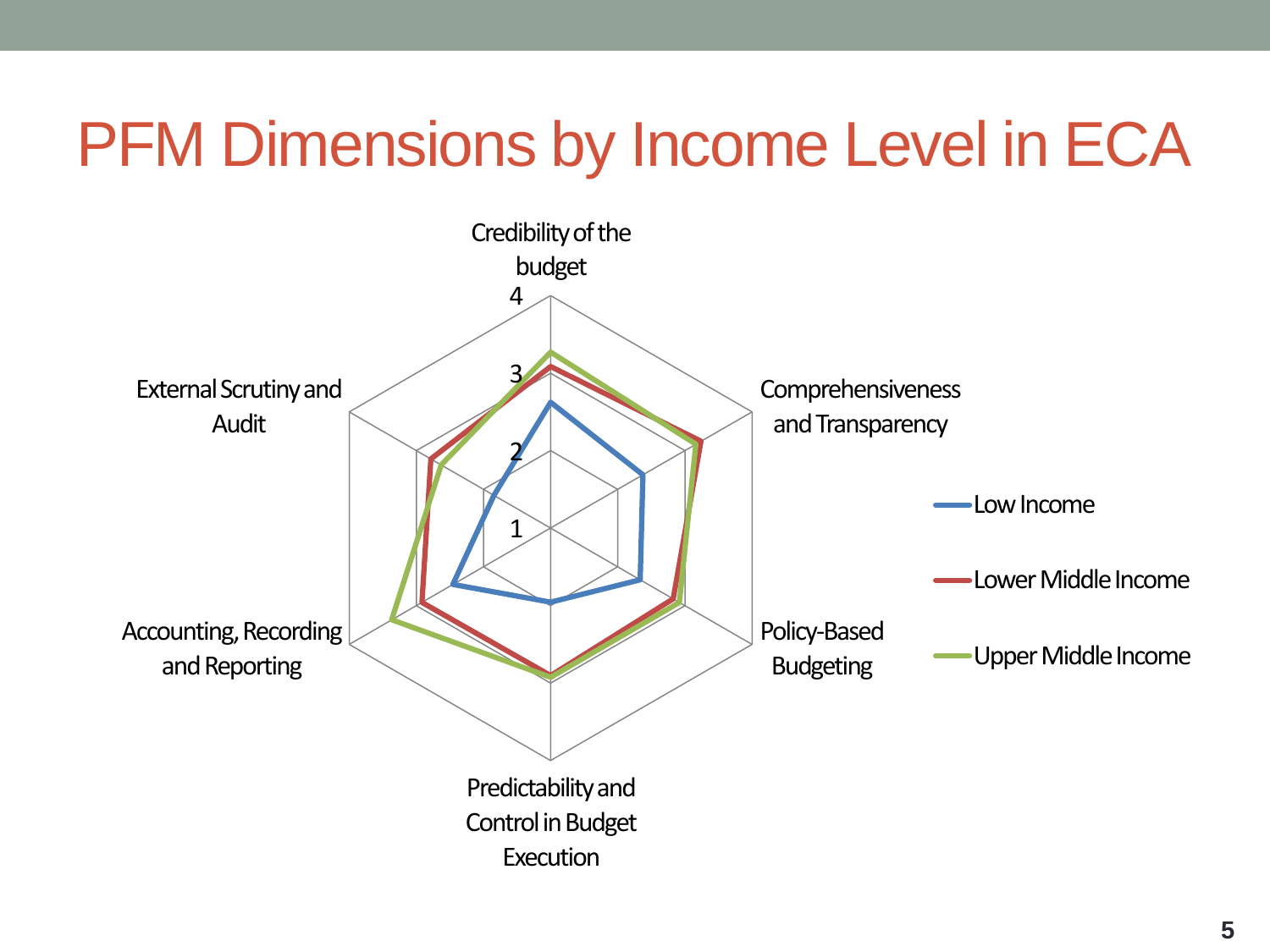# PFM Dimensions by Income Level in ECA

Credibility of the budget

Comprehensiveness and Transparency

Policy-Based Budgeting

Predictability and Control in Budget Execution

Accounting, Recording and Reporting

External Scrutiny and Audit

4
3
2
1

Low Income
Lower Middle Income
Upper Middle Income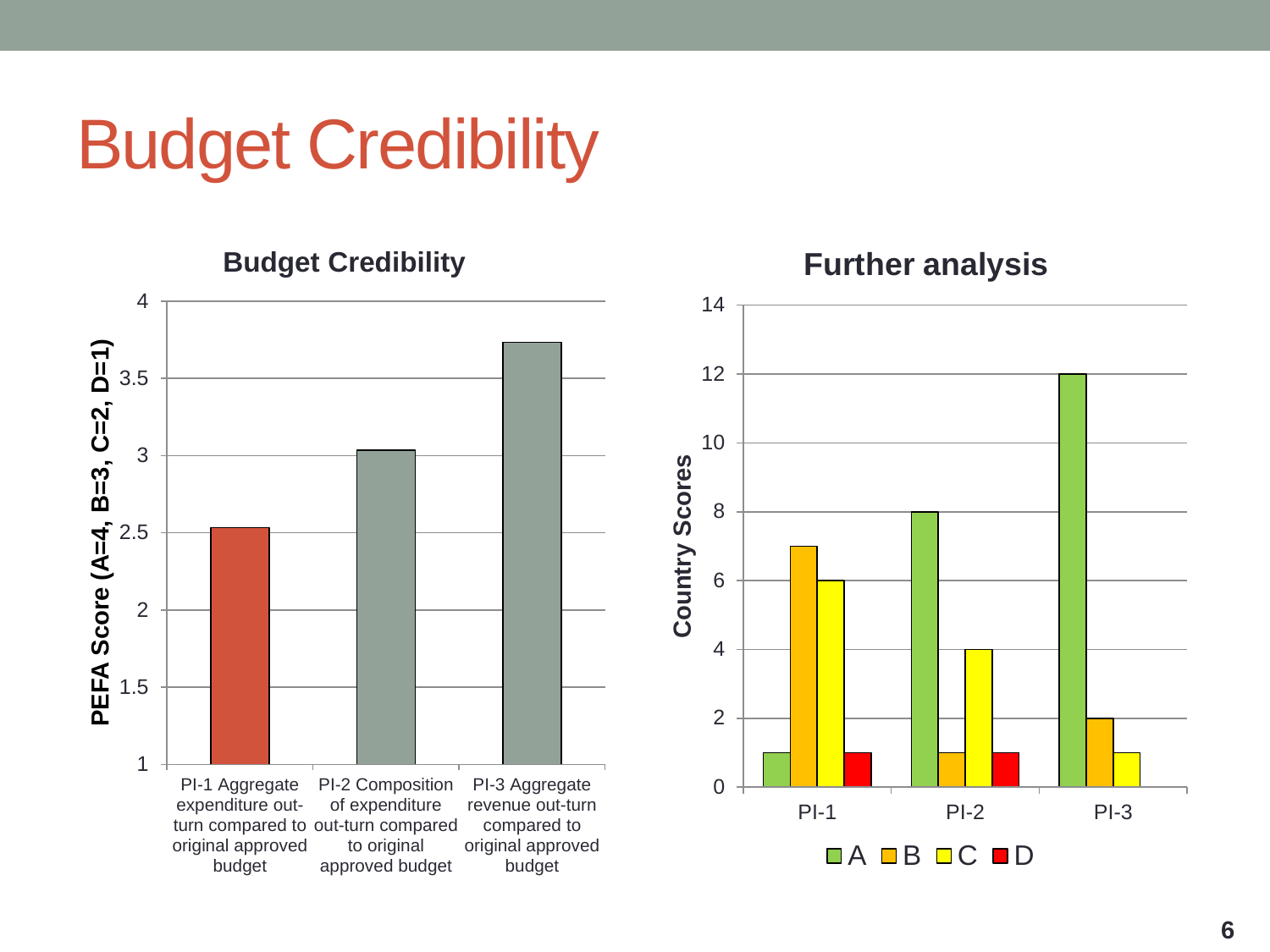# Budget Credibility

**Budget Credibility**

PEFA Score (A=4, B=3, C=2, D=1)

| Indicator | PEFA Score |
| --- | --- |
| PI-1 Aggregate expenditure out-turn compared to original approved budget | 2.53 |
| PI-2 Composition of expenditure out-turn compared to original approved budget | 3.03 |
| PI-3 Aggregate revenue out-turn compared to original approved budget | 3.73 |

**Further analysis**

Country Scores

| | A | B | C | D |
| --- | --- | --- | --- | --- |
| PI-1 | 1 | 7 | 6 | 1 |
| PI-2 | 8 | 1 | 4 | 1 |
| PI-3 | 12 | 2 | 1 | |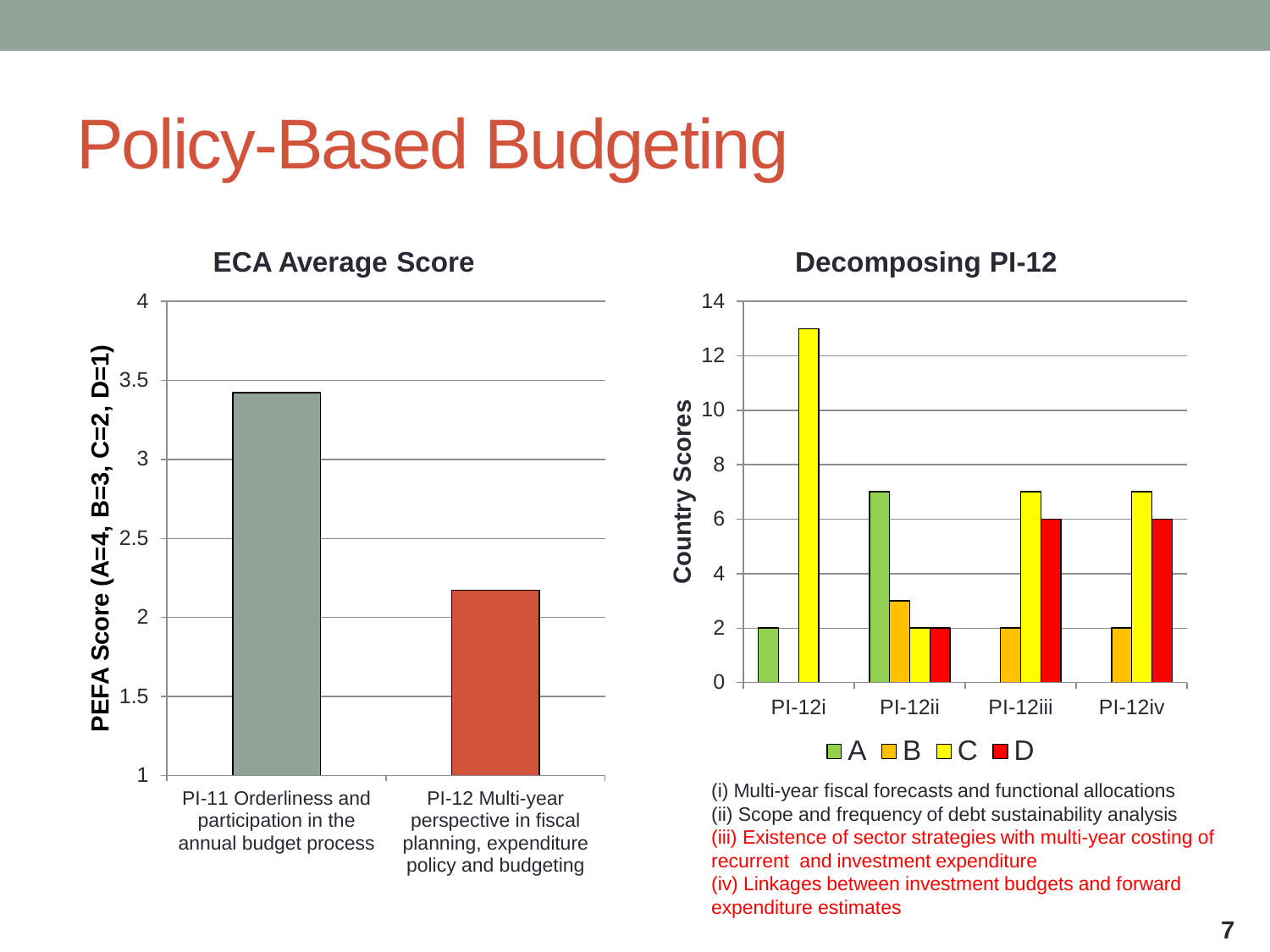# Policy-Based Budgeting

**ECA Average Score**

| Indicator | PEFA Score (A=4, B=3, C=2, D=1) |
|---|---|
| PI-11 Orderliness and participation in the annual budget process | ~3.42 |
| PI-12 Multi-year perspective in fiscal planning, expenditure policy and budgeting | ~2.17 |

**Decomposing PI-12**

Country Scores

| | A | B | C | D |
|---|---|---|---|---|
| PI-12i | 2 | 0 | 13 | 0 |
| PI-12ii | 7 | 3 | 2 | 2 |
| PI-12iii | 0 | 2 | 7 | 6 |
| PI-12iv | 0 | 2 | 7 | 6 |

(i) Multi-year fiscal forecasts and functional allocations
(ii) Scope and frequency of debt sustainability analysis
(iii) Existence of sector strategies with multi-year costing of recurrent and investment expenditure
(iv) Linkages between investment budgets and forward expenditure estimates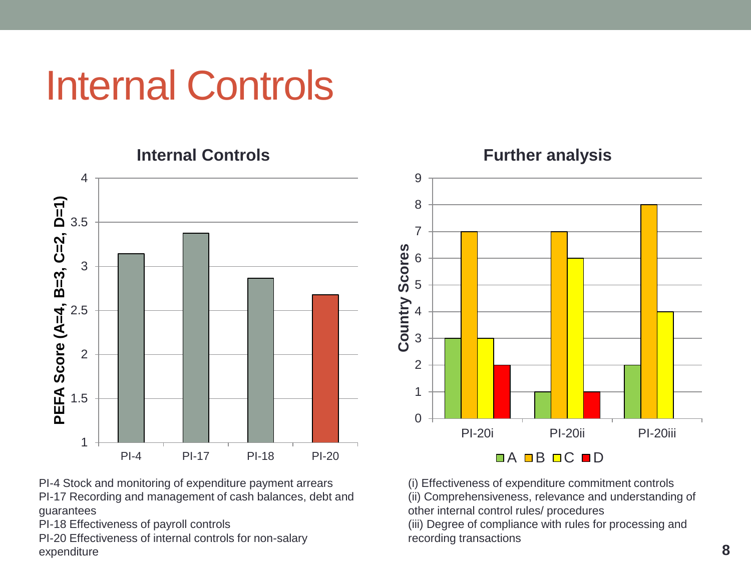# Internal Controls

### Internal Controls

| | PEFA Score (A=4, B=3, C=2, D=1) |
|---|---|
| PI-4 | ~3.14 |
| PI-17 | ~3.37 |
| PI-18 | ~2.86 |
| PI-20 | ~2.68 |

PI-4 Stock and monitoring of expenditure payment arrears
PI-17 Recording and management of cash balances, debt and guarantees
PI-18 Effectiveness of payroll controls
PI-20 Effectiveness of internal controls for non-salary expenditure

### Further analysis

Country Scores

| | A | B | C | D |
|---|---|---|---|---|
| PI-20i | 3 | 7 | 3 | 2 |
| PI-20ii | 1 | 7 | 6 | 1 |
| PI-20iii | 2 | 8 | 4 | |

(i) Effectiveness of expenditure commitment controls
(ii) Comprehensiveness, relevance and understanding of other internal control rules/ procedures
(iii) Degree of compliance with rules for processing and recording transactions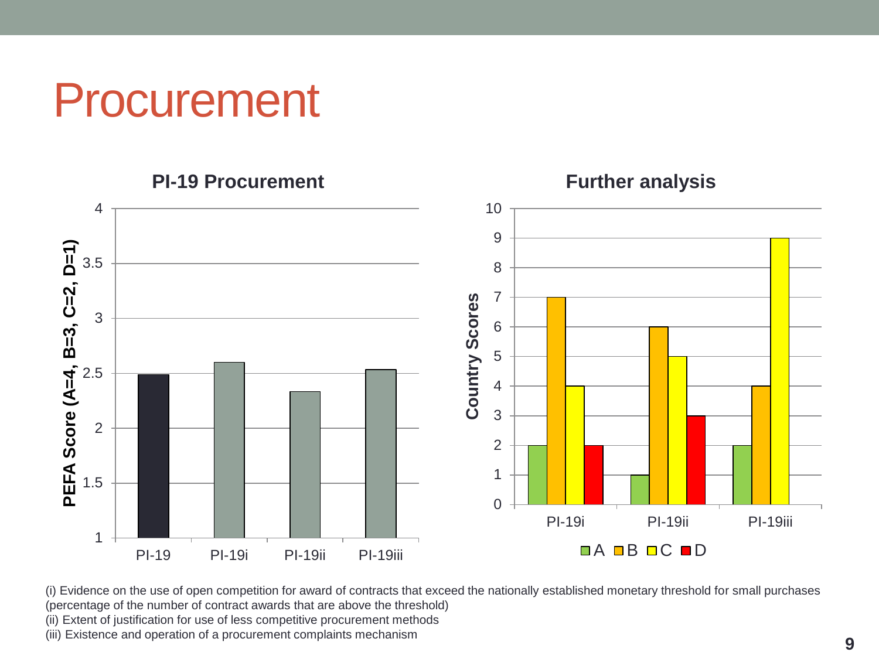# Procurement

**PI-19 Procurement**

**Further analysis**

(i) Evidence on the use of open competition for award of contracts that exceed the nationally established monetary threshold for small purchases (percentage of the number of contract awards that are above the threshold)
(ii) Extent of justification for use of less competitive procurement methods
(iii) Existence and operation of a procurement complaints mechanism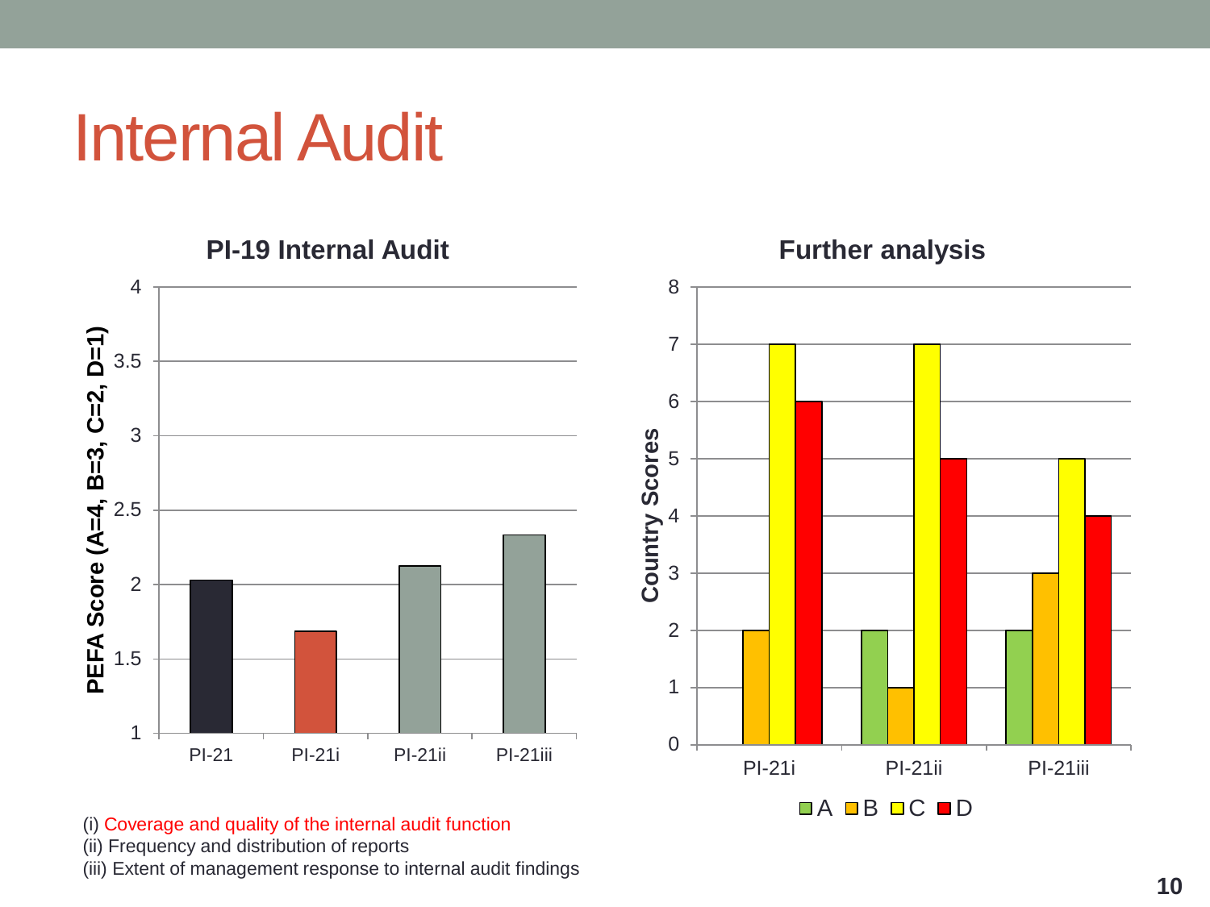# Internal Audit

**PI-19 Internal Audit**

| | PFA Score (A=4, B=3, C=2, D=1) |
|---|---|
| PI-21 | 2.03 |
| PI-21i | 1.69 |
| PI-21ii | 2.13 |
| PI-21iii | 2.33 |

**Further analysis**

| Country Scores | A | B | C | D |
|---|---|---|---|---|
| PI-21i | 0 | 2 | 7 | 6 |
| PI-21ii | 2 | 1 | 7 | 5 |
| PI-21iii | 2 | 3 | 5 | 4 |

(i) Coverage and quality of the internal audit function
(ii) Frequency and distribution of reports
(iii) Extent of management response to internal audit findings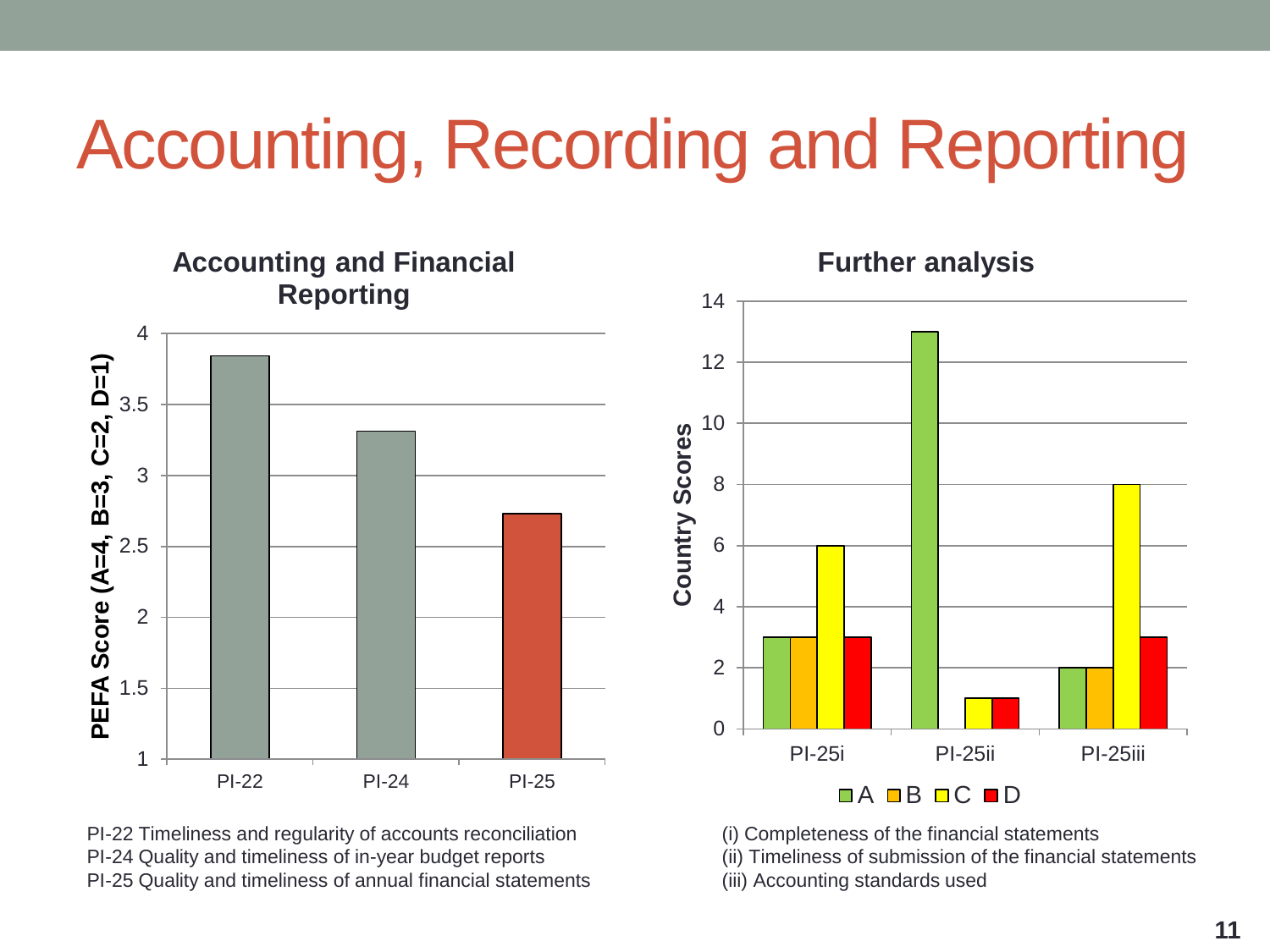# Accounting, Recording and Reporting

**Accounting and Financial Reporting**

PI-22 Timeliness and regularity of accounts reconciliation
PI-24 Quality and timeliness of in-year budget reports
PI-25 Quality and timeliness of annual financial statements

**Further analysis**

(i) Completeness of the financial statements
(ii) Timeliness of submission of the financial statements
(iii) Accounting standards used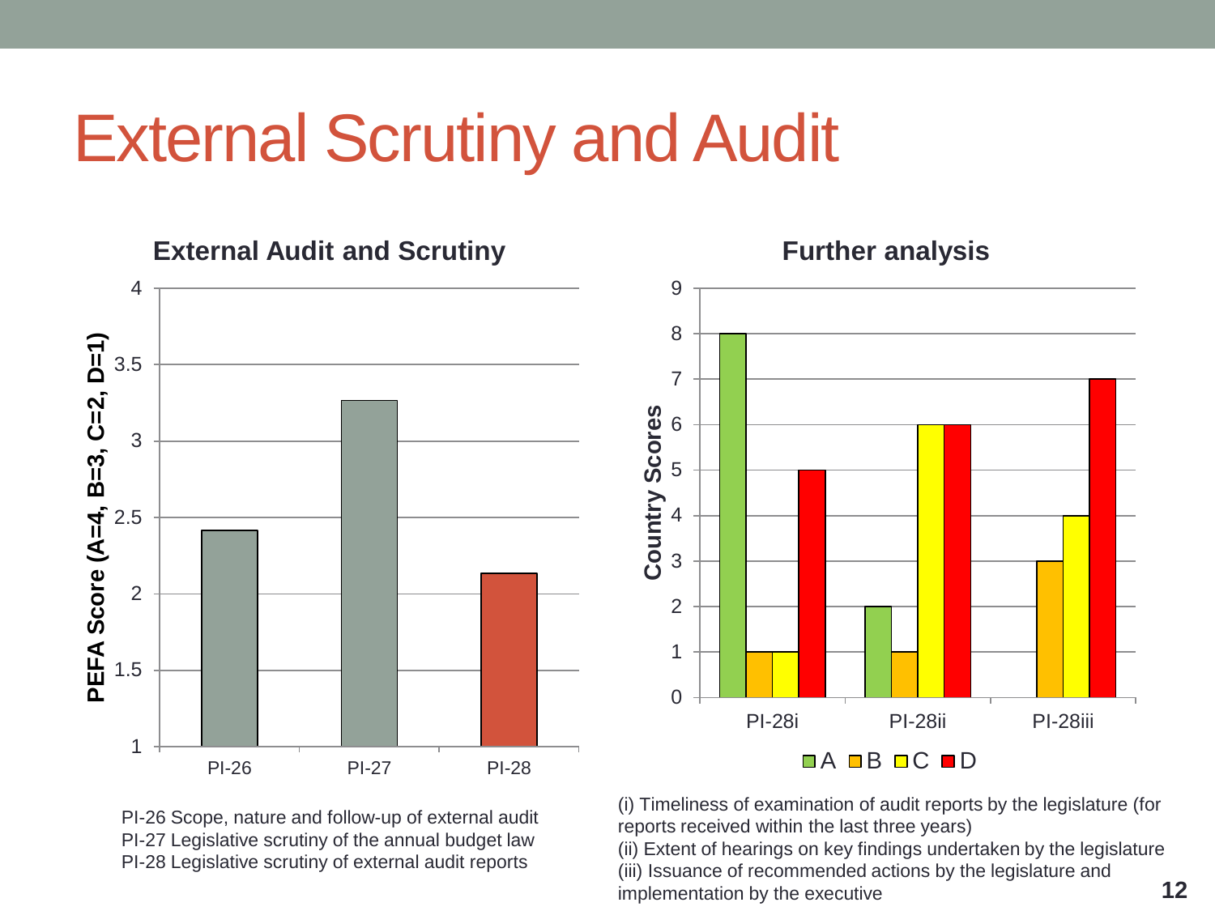# External Scrutiny and Audit

## External Audit and Scrutiny

| | PEFA Score (A=4, B=3, C=2, D=1) |
|---|---|
| PI-26 | 2.42 |
| PI-27 | 3.27 |
| PI-28 | 2.14 |

PI-26 Scope, nature and follow-up of external audit
PI-27 Legislative scrutiny of the annual budget law
PI-28 Legislative scrutiny of external audit reports

## Further analysis

Country Scores

| | A | B | C | D |
|---|---|---|---|---|
| PI-28i | 8 | 1 | 1 | 5 |
| PI-28ii | 2 | 1 | 6 | 6 |
| PI-28iii | 0 | 3 | 4 | 7 |

(i) Timeliness of examination of audit reports by the legislature (for reports received within the last three years)
(ii) Extent of hearings on key findings undertaken by the legislature
(iii) Issuance of recommended actions by the legislature and implementation by the executive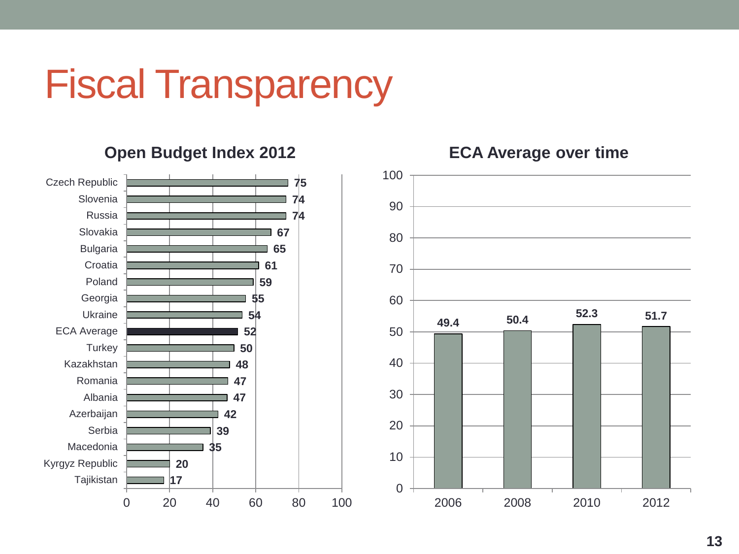# Fiscal Transparency

## Open Budget Index 2012

| Country | Score |
|---|---|
| Czech Republic | 75 |
| Slovenia | 74 |
| Russia | 74 |
| Slovakia | 67 |
| Bulgaria | 65 |
| Croatia | 61 |
| Poland | 59 |
| Georgia | 55 |
| Ukraine | 54 |
| ECA Average | 52 |
| Turkey | 50 |
| Kazakhstan | 48 |
| Romania | 47 |
| Albania | 47 |
| Azerbaijan | 42 |
| Serbia | 39 |
| Macedonia | 35 |
| Kyrgyz Republic | 20 |
| Tajikistan | 17 |

## ECA Average over time

| Year | ECA Average |
|---|---|
| 2006 | 49.4 |
| 2008 | 50.4 |
| 2010 | 52.3 |
| 2012 | 51.7 |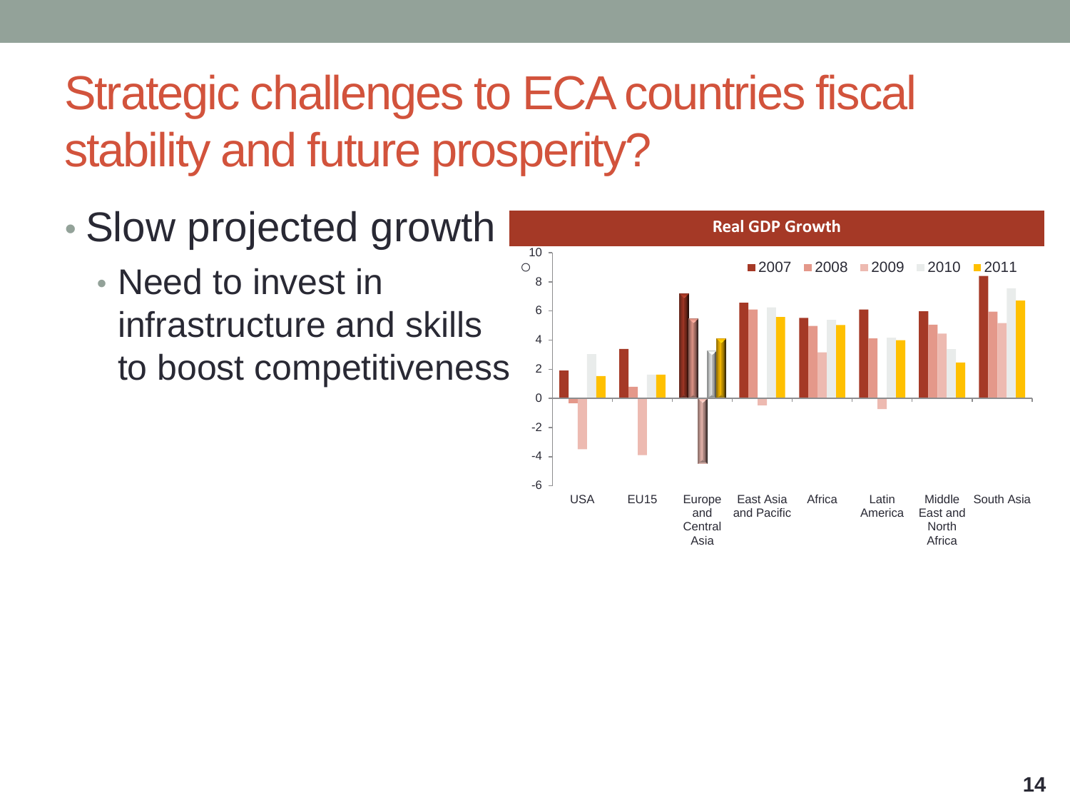# Strategic challenges to ECA countries fiscal stability and future prosperity?

- Slow projected growth
  - Need to invest in infrastructure and skills to boost competitiveness

**Real GDP Growth**

Legend: 2007, 2008, 2009, 2010, 2011

Y-axis: -6 to 10

Regions: USA, EU15, Europe and Central Asia, East Asia and Pacific, Africa, Latin America, Middle East and North Africa, South Asia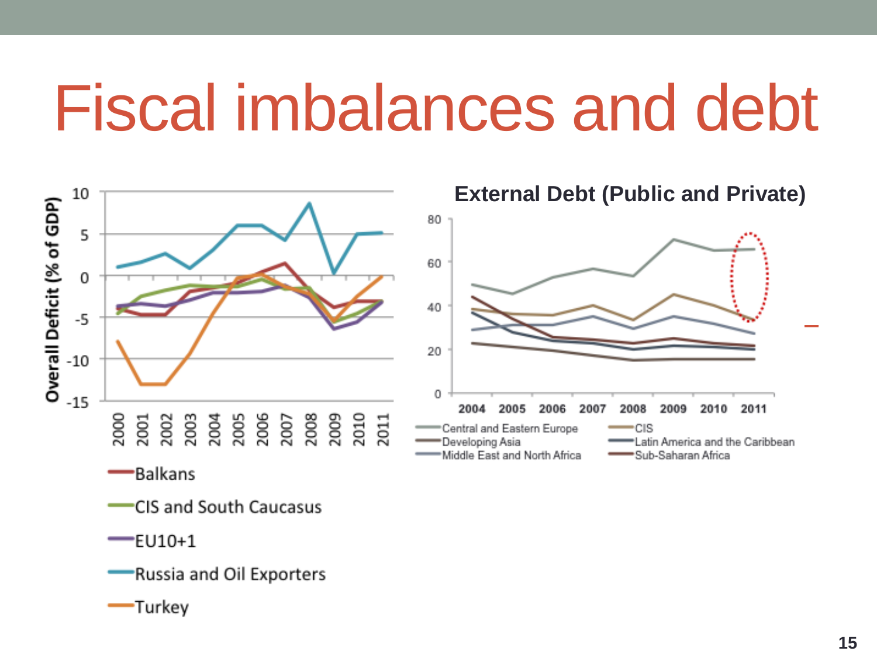# Fiscal imbalances and debt

Overall Deficit (% of GDP)

- Balkans
- CIS and South Caucasus
- EU10+1
- Russia and Oil Exporters
- Turkey

**External Debt (Public and Private)**

- Central and Eastern Europe
- CIS
- Developing Asia
- Latin America and the Caribbean
- Middle East and North Africa
- Sub-Saharan Africa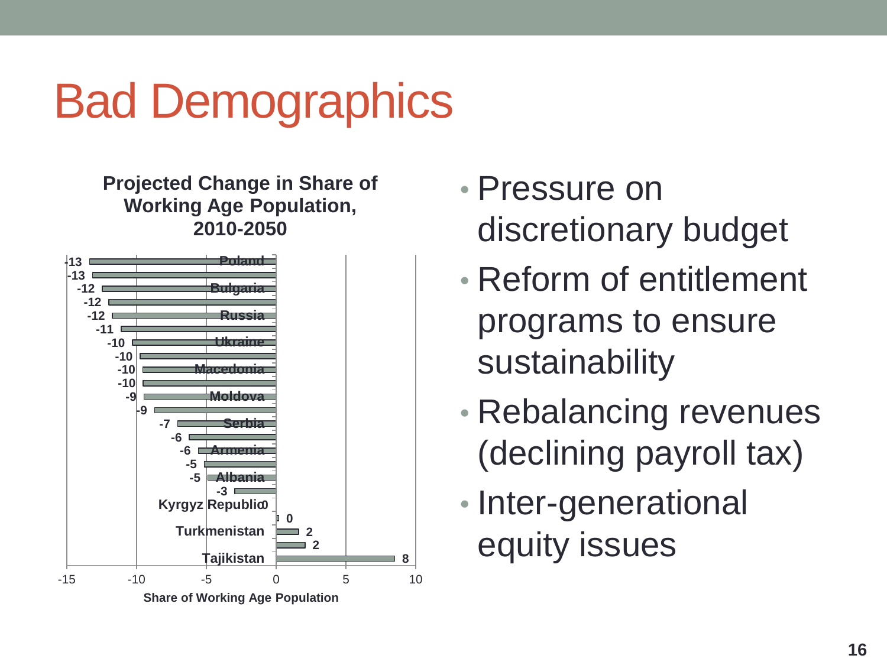# Bad Demographics

**Projected Change in Share of Working Age Population, 2010-2050**

| Country | Change |
|---|---|
| Poland | -13 |
| | -13 |
| Bulgaria | -12 |
| | -12 |
| Russia | -12 |
| | -11 |
| Ukraine | -10 |
| | -10 |
| Macedonia | -10 |
| | -10 |
| Moldova | -9 |
| | -9 |
| Serbia | -7 |
| | -6 |
| Armenia | -6 |
| | -5 |
| Albania | -5 |
| | -3 |
| Kyrgyz Republic | 0 |
| | 0 |
| Turkmenistan | 2 |
| | 2 |
| Tajikistan | 8 |

Share of Working Age Population

- Pressure on discretionary budget
- Reform of entitlement programs to ensure sustainability
- Rebalancing revenues (declining payroll tax)
- Inter-generational equity issues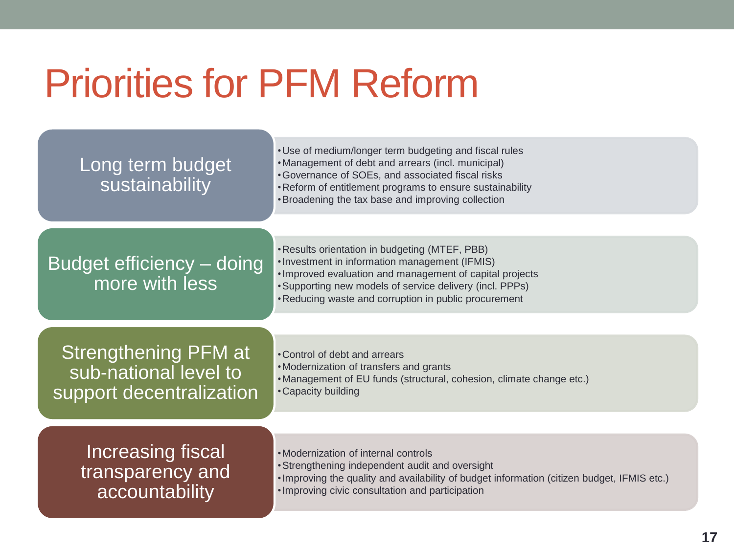# Priorities for PFM Reform

## Long term budget sustainability

- Use of medium/longer term budgeting and fiscal rules
- Management of debt and arrears (incl. municipal)
- Governance of SOEs, and associated fiscal risks
- Reform of entitlement programs to ensure sustainability
- Broadening the tax base and improving collection

## Budget efficiency – doing more with less

- Results orientation in budgeting (MTEF, PBB)
- Investment in information management (IFMIS)
- Improved evaluation and management of capital projects
- Supporting new models of service delivery (incl. PPPs)
- Reducing waste and corruption in public procurement

## Strengthening PFM at sub-national level to support decentralization

- Control of debt and arrears
- Modernization of transfers and grants
- Management of EU funds (structural, cohesion, climate change etc.)
- Capacity building

## Increasing fiscal transparency and accountability

- Modernization of internal controls
- Strengthening independent audit and oversight
- Improving the quality and availability of budget information (citizen budget, IFMIS etc.)
- Improving civic consultation and participation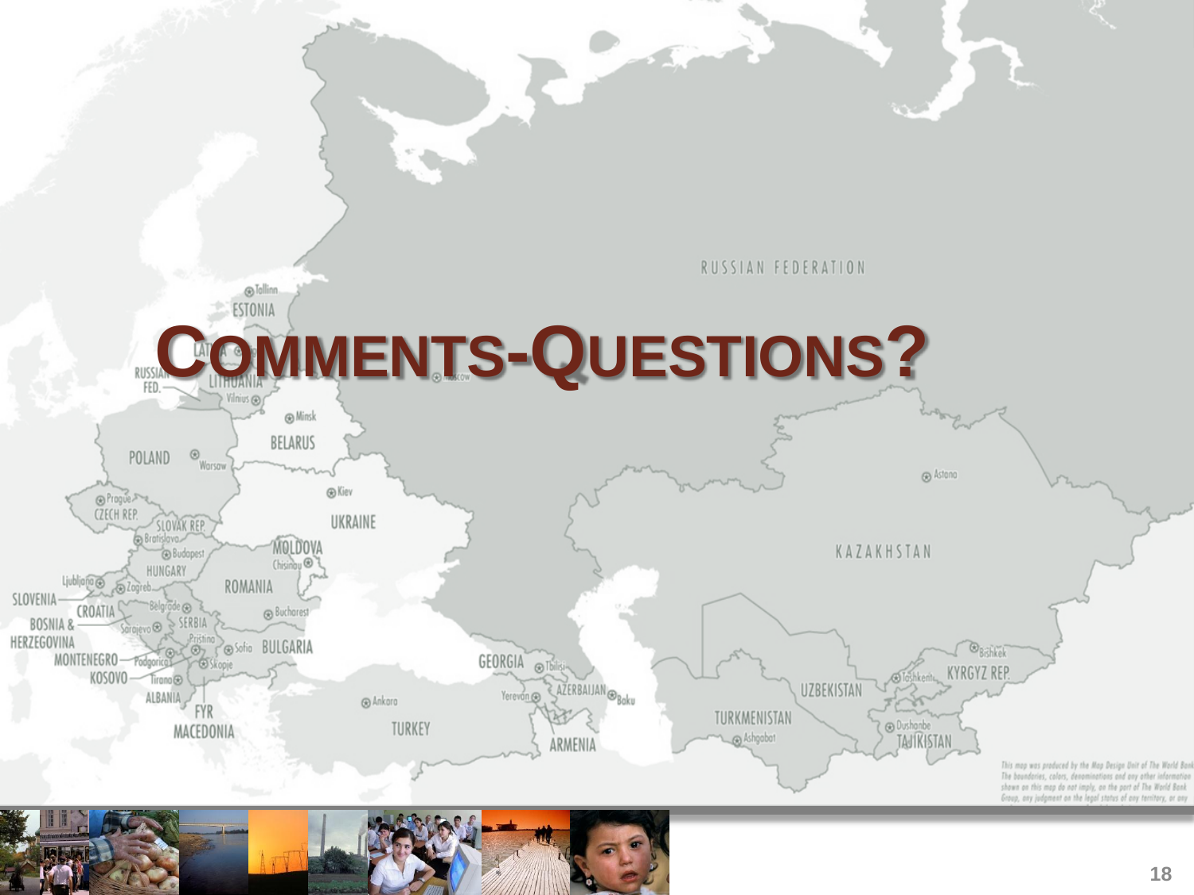# Comments-Questions?